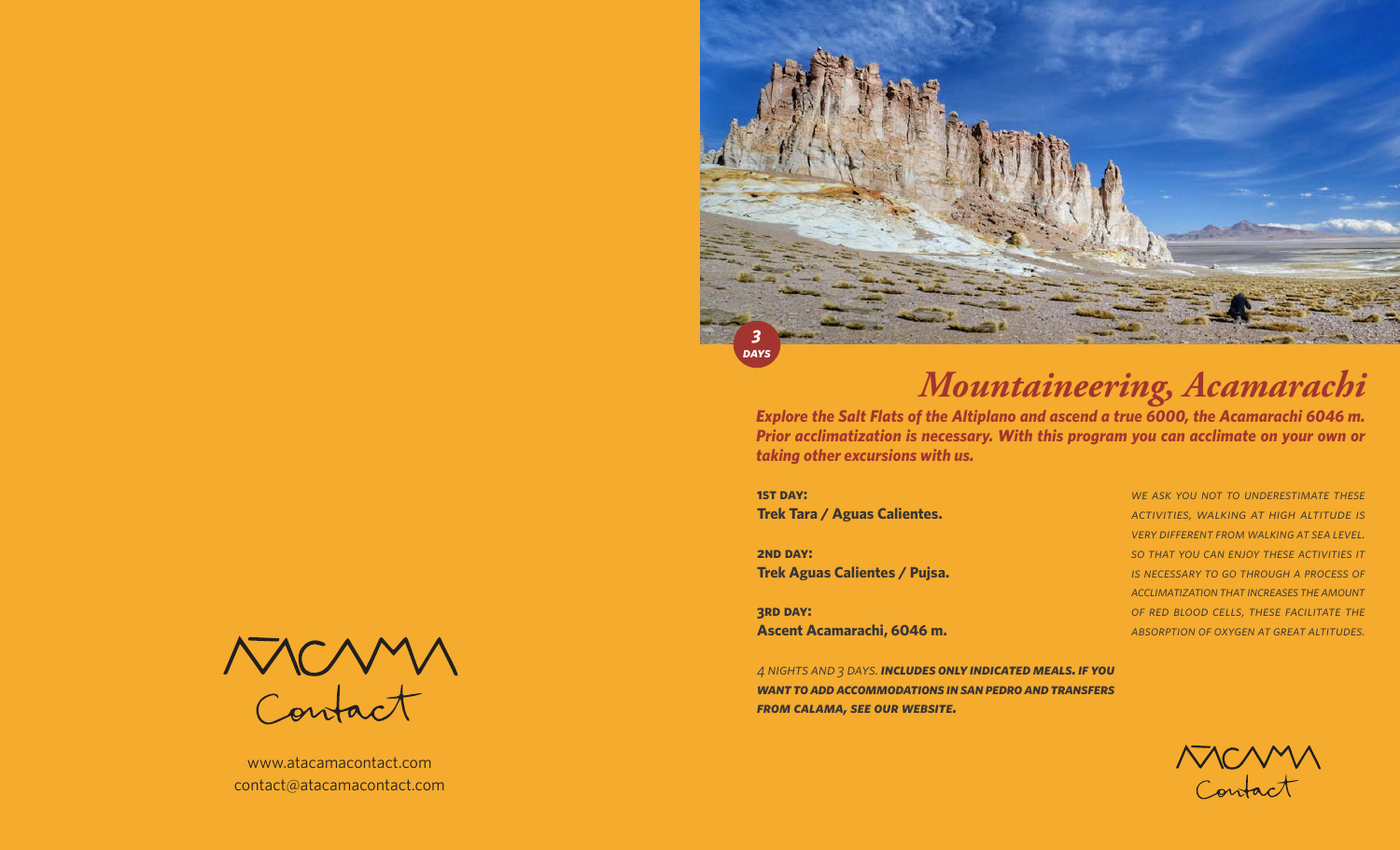ATACAMA Contact

www.atacamacontact.com
contact@atacamacontact.com

3 DAYS

# *Mountaineering, Acamarachi*

***Explore the Salt Flats of the Altiplano and ascend a true 6000, the Acamarachi 6046 m. Prior acclimatization is necessary. With this program you can acclimate on your own or taking other excursions with us.***

**1ST DAY:**
**Trek Tara / Aguas Calientes.**

**2ND DAY:**
**Trek Aguas Calientes / Pujsa.**

**3RD DAY:**
**Ascent Acamarachi, 6046 m.**

*4 NIGHTS AND 3 DAYS.* ***INCLUDES ONLY INDICATED MEALS. IF YOU WANT TO ADD ACCOMMODATIONS IN SAN PEDRO AND TRANSFERS FROM CALAMA, SEE OUR WEBSITE.***

*WE ASK YOU NOT TO UNDERESTIMATE THESE ACTIVITIES, WALKING AT HIGH ALTITUDE IS VERY DIFFERENT FROM WALKING AT SEA LEVEL. SO THAT YOU CAN ENJOY THESE ACTIVITIES IT IS NECESSARY TO GO THROUGH A PROCESS OF ACCLIMATIZATION THAT INCREASES THE AMOUNT OF RED BLOOD CELLS, THESE FACILITATE THE ABSORPTION OF OXYGEN AT GREAT ALTITUDES.*

ATACAMA Contact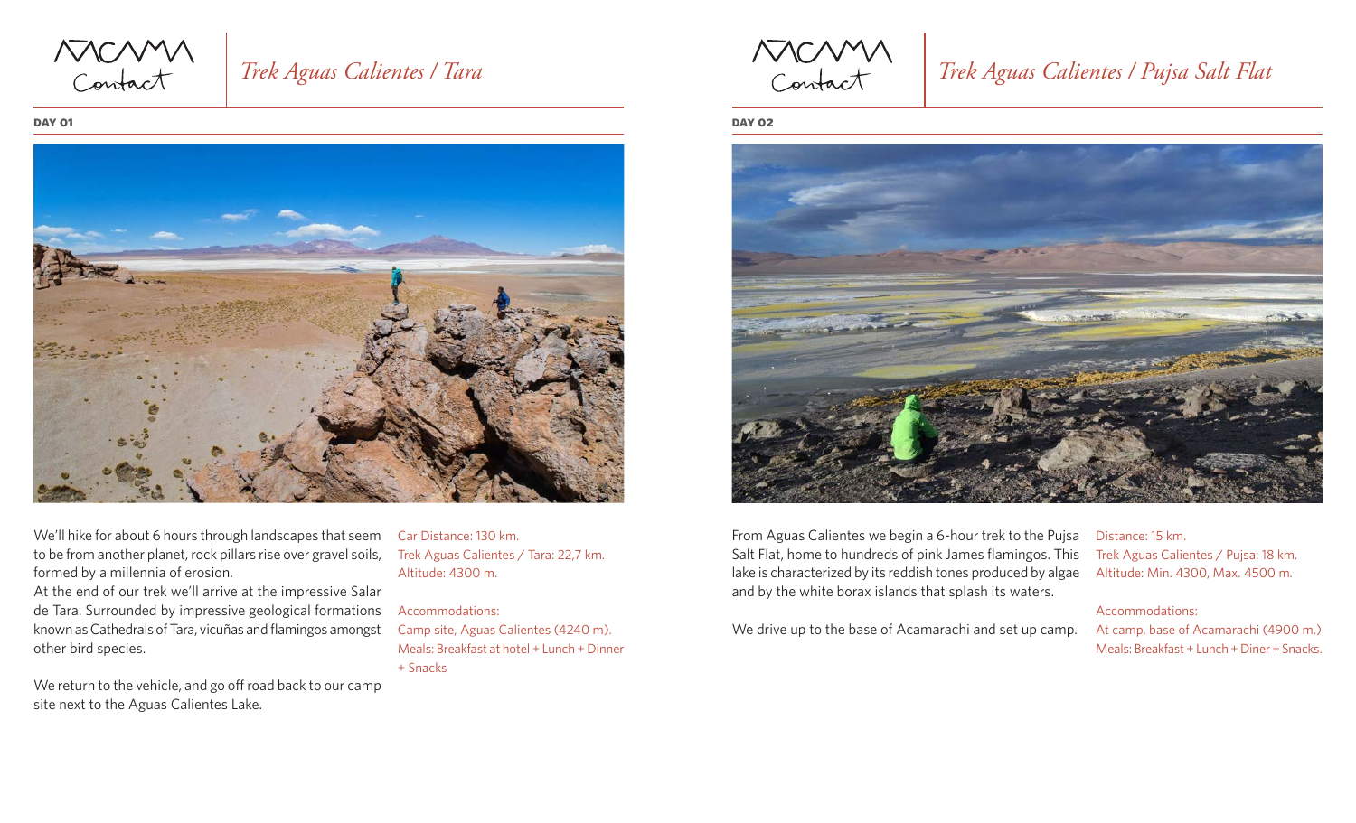# Trek Aguas Calientes / Tara

**DAY 01**

We'll hike for about 6 hours through landscapes that seem to be from another planet, rock pillars rise over gravel soils, formed by a millennia of erosion.
At the end of our trek we'll arrive at the impressive Salar de Tara. Surrounded by impressive geological formations known as Cathedrals of Tara, vicuñas and flamingos amongst other bird species.

We return to the vehicle, and go off road back to our camp site next to the Aguas Calientes Lake.

Car Distance: 130 km.
Trek Aguas Calientes / Tara: 22,7 km.
Altitude: 4300 m.

Accommodations:
Camp site, Aguas Calientes (4240 m).
Meals: Breakfast at hotel + Lunch + Dinner + Snacks

# Trek Aguas Calientes / Pujsa Salt Flat

**DAY 02**

From Aguas Calientes we begin a 6-hour trek to the Pujsa Salt Flat, home to hundreds of pink James flamingos. This lake is characterized by its reddish tones produced by algae and by the white borax islands that splash its waters.

We drive up to the base of Acamarachi and set up camp.

Distance: 15 km.
Trek Aguas Calientes / Pujsa: 18 km.
Altitude: Min. 4300, Max. 4500 m.

Accommodations:
At camp, base of Acamarachi (4900 m.)
Meals: Breakfast + Lunch + Diner + Snacks.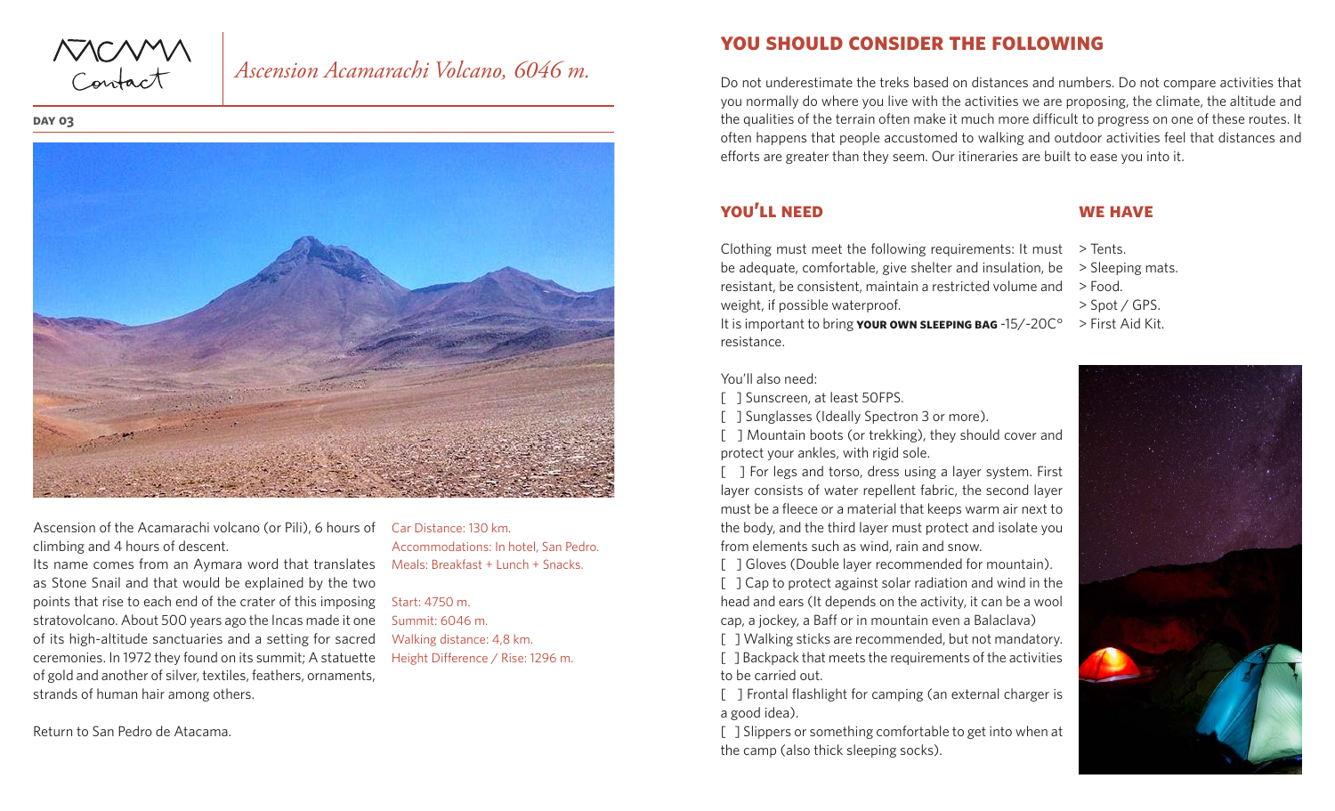# Ascension Acamarachi Volcano, 6046 m.

**DAY 03**

Ascension of the Acamarachi volcano (or Pili), 6 hours of climbing and 4 hours of descent.

Its name comes from an Aymara word that translates as Stone Snail and that would be explained by the two points that rise to each end of the crater of this imposing stratovolcano. About 500 years ago the Incas made it one of its high-altitude sanctuaries and a setting for sacred ceremonies. In 1972 they found on its summit; A statuette of gold and another of silver, textiles, feathers, ornaments, strands of human hair among others.

Return to San Pedro de Atacama.

Car Distance: 130 km.
Accommodations: In hotel, San Pedro.
Meals: Breakfast + Lunch + Snacks.

Start: 4750 m.
Summit: 6046 m.
Walking distance: 4,8 km.
Height Difference / Rise: 1296 m.

## YOU SHOULD CONSIDER THE FOLLOWING

Do not underestimate the treks based on distances and numbers. Do not compare activities that you normally do where you live with the activities we are proposing, the climate, the altitude and the qualities of the terrain often make it much more difficult to progress on one of these routes. It often happens that people accustomed to walking and outdoor activities feel that distances and efforts are greater than they seem. Our itineraries are built to ease you into it.

### YOU'LL NEED

Clothing must meet the following requirements: It must be adequate, comfortable, give shelter and insulation, be resistant, be consistent, maintain a restricted volume and weight, if possible waterproof.

It is important to bring **YOUR OWN SLEEPING BAG** -15/-20C° resistance.

You'll also need:

[ ] Sunscreen, at least 50FPS.

[ ] Sunglasses (Ideally Spectron 3 or more).

[ ] Mountain boots (or trekking), they should cover and protect your ankles, with rigid sole.

[ ] For legs and torso, dress using a layer system. First layer consists of water repellent fabric, the second layer must be a fleece or a material that keeps warm air next to the body, and the third layer must protect and isolate you from elements such as wind, rain and snow.

[ ] Gloves (Double layer recommended for mountain).

[ ] Cap to protect against solar radiation and wind in the head and ears (It depends on the activity, it can be a wool cap, a jockey, a Baff or in mountain even a Balaclava)

[ ] Walking sticks are recommended, but not mandatory.

[ ] Backpack that meets the requirements of the activities to be carried out.

[ ] Frontal flashlight for camping (an external charger is a good idea).

[ ] Slippers or something comfortable to get into when at the camp (also thick sleeping socks).

### WE HAVE

> Tents.
> Sleeping mats.
> Food.
> Spot / GPS.
> First Aid Kit.